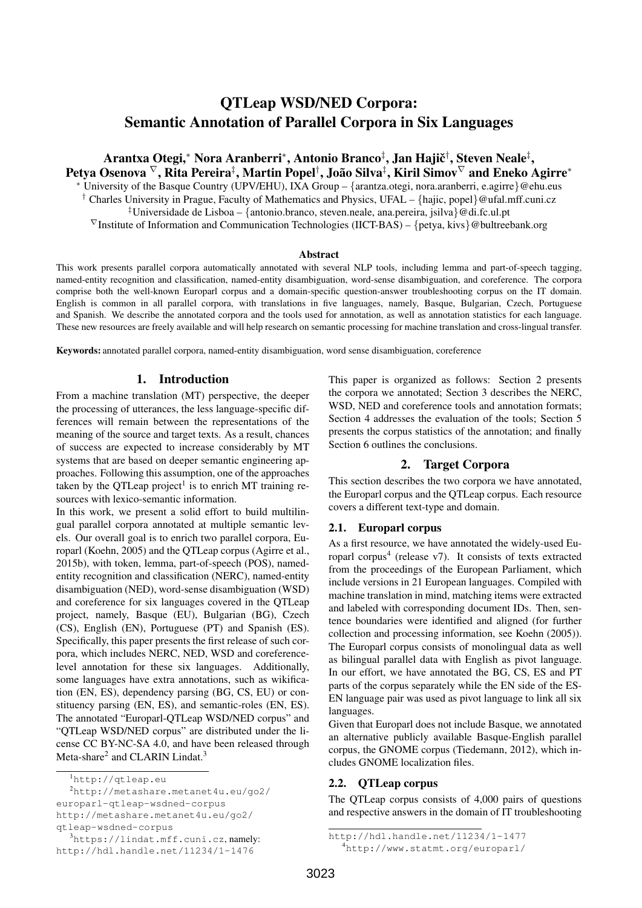# QTLeap WSD/NED Corpora: Semantic Annotation of Parallel Corpora in Six Languages

**Arantxa Otegi,[*] Nora Aranberri[*], Antonio Branco[‡], Jan Hajič[†], Steven Neale[‡], Petya Osenova [∇], Rita Pereira[‡], Martin Popel[†], João Silva[‡], Kiril Simov[∇] and Eneko Agirre[*]**

[*] University of the Basque Country (UPV/EHU), IXA Group – {arantza.otegi, nora.aranberri, e.agirre}@ehu.eus

[†] Charles University in Prague, Faculty of Mathematics and Physics, UFAL – {hajic, popel}@ufal.mff.cuni.cz

[‡] Universidade de Lisboa – {antonio.branco, steven.neale, ana.pereira, jsilva}@di.fc.ul.pt

[∇] Institute of Information and Communication Technologies (IICT-BAS) – {petya, kivs}@bultreebank.org

## Abstract

This work presents parallel corpora automatically annotated with several NLP tools, including lemma and part-of-speech tagging, named-entity recognition and classification, named-entity disambiguation, word-sense disambiguation, and coreference. The corpora comprise both the well-known Europarl corpus and a domain-specific question-answer troubleshooting corpus on the IT domain. English is common in all parallel corpora, with translations in five languages, namely, Basque, Bulgarian, Czech, Portuguese and Spanish. We describe the annotated corpora and the tools used for annotation, as well as annotation statistics for each language. These new resources are freely available and will help research on semantic processing for machine translation and cross-lingual transfer.

**Keywords:** annotated parallel corpora, named-entity disambiguation, word sense disambiguation, coreference

## 1. Introduction

From a machine translation (MT) perspective, the deeper the processing of utterances, the less language-specific differences will remain between the representations of the meaning of the source and target texts. As a result, chances of success are expected to increase considerably by MT systems that are based on deeper semantic engineering approaches. Following this assumption, one of the approaches taken by the QTLeap project[1] is to enrich MT training resources with lexico-semantic information.

In this work, we present a solid effort to build multilingual parallel corpora annotated at multiple semantic levels. Our overall goal is to enrich two parallel corpora, Europarl (Koehn, 2005) and the QTLeap corpus (Agirre et al., 2015b), with token, lemma, part-of-speech (POS), named-entity recognition and classification (NERC), named-entity disambiguation (NED), word-sense disambiguation (WSD) and coreference for six languages covered in the QTLeap project, namely, Basque (EU), Bulgarian (BG), Czech (CS), English (EN), Portuguese (PT) and Spanish (ES). Specifically, this paper presents the first release of such corpora, which includes NERC, NED, WSD and coreference-level annotation for these six languages. Additionally, some languages have extra annotations, such as wikification (EN, ES), dependency parsing (BG, CS, EU) or constituency parsing (EN, ES), and semantic-roles (EN, ES). The annotated "Europarl-QTLeap WSD/NED corpus" and "QTLeap WSD/NED corpus" are distributed under the license CC BY-NC-SA 4.0, and have been released through Meta-share[2] and CLARIN Lindat.[3]

This paper is organized as follows: Section 2 presents the corpora we annotated; Section 3 describes the NERC, WSD, NED and coreference tools and annotation formats; Section 4 addresses the evaluation of the tools; Section 5 presents the corpus statistics of the annotation; and finally Section 6 outlines the conclusions.

## 2. Target Corpora

This section describes the two corpora we have annotated, the Europarl corpus and the QTLeap corpus. Each resource covers a different text-type and domain.

### 2.1. Europarl corpus

As a first resource, we have annotated the widely-used Europarl corpus[4] (release v7). It consists of texts extracted from the proceedings of the European Parliament, which include versions in 21 European languages. Compiled with machine translation in mind, matching items were extracted and labeled with corresponding document IDs. Then, sentence boundaries were identified and aligned (for further collection and processing information, see Koehn (2005)). The Europarl corpus consists of monolingual data as well as bilingual parallel data with English as pivot language. In our effort, we have annotated the BG, CS, ES and PT parts of the corpus separately while the EN side of the ES-EN language pair was used as pivot language to link all six languages.

Given that Europarl does not include Basque, we annotated an alternative publicly available Basque-English parallel corpus, the GNOME corpus (Tiedemann, 2012), which includes GNOME localization files.

### 2.2. QTLeap corpus

The QTLeap corpus consists of 4,000 pairs of questions and respective answers in the domain of IT troubleshooting

---

[1] http://qtleap.eu

[2] http://metashare.metanet4u.eu/go2/europarl-qtleap-wsdned-corpus
http://metashare.metanet4u.eu/go2/qtleap-wsdned-corpus

[3] https://lindat.mff.cuni.cz, namely:
http://hdl.handle.net/11234/1-1476
http://hdl.handle.net/11234/1-1477

[4] http://www.statmt.org/europarl/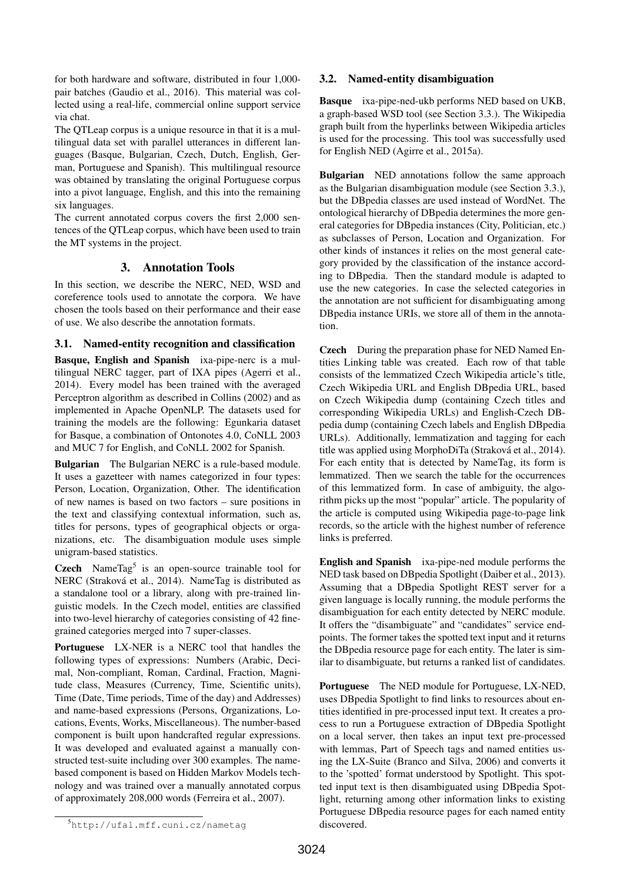for both hardware and software, distributed in four 1,000-pair batches (Gaudio et al., 2016). This material was collected using a real-life, commercial online support service via chat.

The QTLeap corpus is a unique resource in that it is a multilingual data set with parallel utterances in different languages (Basque, Bulgarian, Czech, Dutch, English, German, Portuguese and Spanish). This multilingual resource was obtained by translating the original Portuguese corpus into a pivot language, English, and this into the remaining six languages.

The current annotated corpus covers the first 2,000 sentences of the QTLeap corpus, which have been used to train the MT systems in the project.

## 3. Annotation Tools

In this section, we describe the NERC, NED, WSD and coreference tools used to annotate the corpora. We have chosen the tools based on their performance and their ease of use. We also describe the annotation formats.

### 3.1. Named-entity recognition and classification

**Basque, English and Spanish** ixa-pipe-nerc is a multilingual NERC tagger, part of IXA pipes (Agerri et al., 2014). Every model has been trained with the averaged Perceptron algorithm as described in Collins (2002) and as implemented in Apache OpenNLP. The datasets used for training the models are the following: Egunkaria dataset for Basque, a combination of Ontonotes 4.0, CoNLL 2003 and MUC 7 for English, and CoNLL 2002 for Spanish.

**Bulgarian** The Bulgarian NERC is a rule-based module. It uses a gazetteer with names categorized in four types: Person, Location, Organization, Other. The identification of new names is based on two factors – sure positions in the text and classifying contextual information, such as, titles for persons, types of geographical objects or organizations, etc. The disambiguation module uses simple unigram-based statistics.

**Czech** NameTag[5] is an open-source trainable tool for NERC (Straková et al., 2014). NameTag is distributed as a standalone tool or a library, along with pre-trained linguistic models. In the Czech model, entities are classified into two-level hierarchy of categories consisting of 42 fine-grained categories merged into 7 super-classes.

**Portuguese** LX-NER is a NERC tool that handles the following types of expressions: Numbers (Arabic, Decimal, Non-compliant, Roman, Cardinal, Fraction, Magnitude class, Measures (Currency, Time, Scientific units), Time (Date, Time periods, Time of the day) and Addresses) and name-based expressions (Persons, Organizations, Locations, Events, Works, Miscellaneous). The number-based component is built upon handcrafted regular expressions. It was developed and evaluated against a manually constructed test-suite including over 300 examples. The name-based component is based on Hidden Markov Models technology and was trained over a manually annotated corpus of approximately 208,000 words (Ferreira et al., 2007).

[5] http://ufal.mff.cuni.cz/nametag

### 3.2. Named-entity disambiguation

**Basque** ixa-pipe-ned-ukb performs NED based on UKB, a graph-based WSD tool (see Section 3.3.). The Wikipedia graph built from the hyperlinks between Wikipedia articles is used for the processing. This tool was successfully used for English NED (Agirre et al., 2015a).

**Bulgarian** NED annotations follow the same approach as the Bulgarian disambiguation module (see Section 3.3.), but the DBpedia classes are used instead of WordNet. The ontological hierarchy of DBpedia determines the more general categories for DBpedia instances (City, Politician, etc.) as subclasses of Person, Location and Organization. For other kinds of instances it relies on the most general category provided by the classification of the instance according to DBpedia. Then the standard module is adapted to use the new categories. In case the selected categories in the annotation are not sufficient for disambiguating among DBpedia instance URIs, we store all of them in the annotation.

**Czech** During the preparation phase for NED Named Entities Linking table was created. Each row of that table consists of the lemmatized Czech Wikipedia article's title, Czech Wikipedia URL and English DBpedia URL, based on Czech Wikipedia dump (containing Czech titles and corresponding Wikipedia URLs) and English-Czech DBpedia dump (containing Czech labels and English DBpedia URLs). Additionally, lemmatization and tagging for each title was applied using MorphoDiTa (Straková et al., 2014). For each entity that is detected by NameTag, its form is lemmatized. Then we search the table for the occurrences of this lemmatized form. In case of ambiguity, the algorithm picks up the most "popular" article. The popularity of the article is computed using Wikipedia page-to-page link records, so the article with the highest number of reference links is preferred.

**English and Spanish** ixa-pipe-ned module performs the NED task based on DBpedia Spotlight (Daiber et al., 2013). Assuming that a DBpedia Spotlight REST server for a given language is locally running, the module performs the disambiguation for each entity detected by NERC module. It offers the "disambiguate" and "candidates" service endpoints. The former takes the spotted text input and it returns the DBpedia resource page for each entity. The later is similar to disambiguate, but returns a ranked list of candidates.

**Portuguese** The NED module for Portuguese, LX-NED, uses DBpedia Spotlight to find links to resources about entities identified in pre-processed input text. It creates a process to run a Portuguese extraction of DBpedia Spotlight on a local server, then takes an input text pre-processed with lemmas, Part of Speech tags and named entities using the LX-Suite (Branco and Silva, 2006) and converts it to the 'spotted' format understood by Spotlight. This spotted input text is then disambiguated using DBpedia Spotlight, returning among other information links to existing Portuguese DBpedia resource pages for each named entity discovered.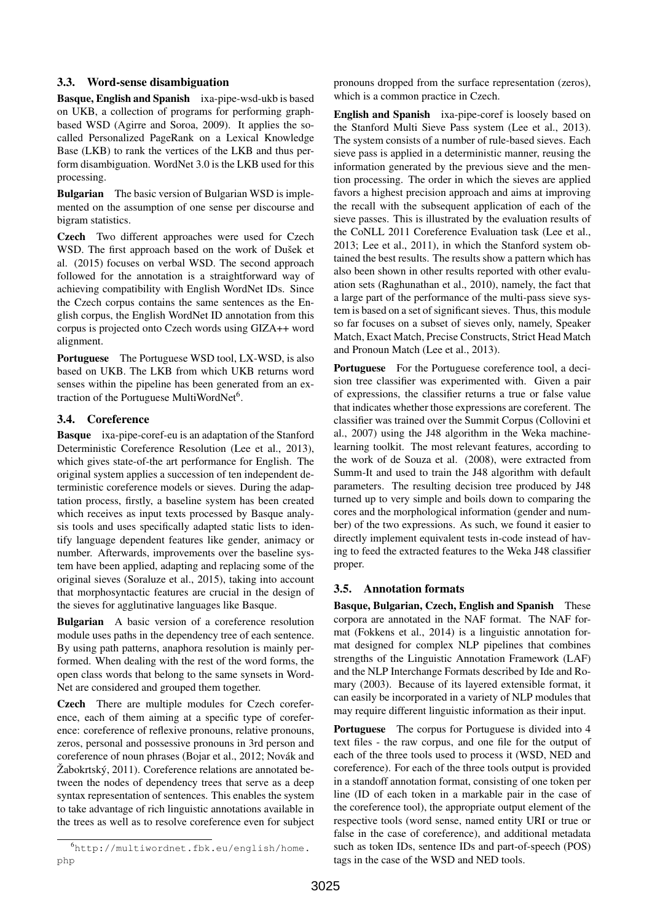### 3.3. Word-sense disambiguation

**Basque, English and Spanish** ixa-pipe-wsd-ukb is based on UKB, a collection of programs for performing graph-based WSD (Agirre and Soroa, 2009). It applies the so-called Personalized PageRank on a Lexical Knowledge Base (LKB) to rank the vertices of the LKB and thus perform disambiguation. WordNet 3.0 is the LKB used for this processing.

**Bulgarian** The basic version of Bulgarian WSD is implemented on the assumption of one sense per discourse and bigram statistics.

**Czech** Two different approaches were used for Czech WSD. The first approach based on the work of Dušek et al. (2015) focuses on verbal WSD. The second approach followed for the annotation is a straightforward way of achieving compatibility with English WordNet IDs. Since the Czech corpus contains the same sentences as the English corpus, the English WordNet ID annotation from this corpus is projected onto Czech words using GIZA++ word alignment.

**Portuguese** The Portuguese WSD tool, LX-WSD, is also based on UKB. The LKB from which UKB returns word senses within the pipeline has been generated from an extraction of the Portuguese MultiWordNet[6].

### 3.4. Coreference

**Basque** ixa-pipe-coref-eu is an adaptation of the Stanford Deterministic Coreference Resolution (Lee et al., 2013), which gives state-of-the art performance for English. The original system applies a succession of ten independent deterministic coreference models or sieves. During the adaptation process, firstly, a baseline system has been created which receives as input texts processed by Basque analysis tools and uses specifically adapted static lists to identify language dependent features like gender, animacy or number. Afterwards, improvements over the baseline system have been applied, adapting and replacing some of the original sieves (Soraluze et al., 2015), taking into account that morphosyntactic features are crucial in the design of the sieves for agglutinative languages like Basque.

**Bulgarian** A basic version of a coreference resolution module uses paths in the dependency tree of each sentence. By using path patterns, anaphora resolution is mainly performed. When dealing with the rest of the word forms, the open class words that belong to the same synsets in WordNet are considered and grouped them together.

**Czech** There are multiple modules for Czech coreference, each of them aiming at a specific type of coreference: coreference of reflexive pronouns, relative pronouns, zeros, personal and possessive pronouns in 3rd person and coreference of noun phrases (Bojar et al., 2012; Novák and Žabokrtský, 2011). Coreference relations are annotated between the nodes of dependency trees that serve as a deep syntax representation of sentences. This enables the system to take advantage of rich linguistic annotations available in the trees as well as to resolve coreference even for subject pronouns dropped from the surface representation (zeros), which is a common practice in Czech.

**English and Spanish** ixa-pipe-coref is loosely based on the Stanford Multi Sieve Pass system (Lee et al., 2013). The system consists of a number of rule-based sieves. Each sieve pass is applied in a deterministic manner, reusing the information generated by the previous sieve and the mention processing. The order in which the sieves are applied favors a highest precision approach and aims at improving the recall with the subsequent application of each of the sieve passes. This is illustrated by the evaluation results of the CoNLL 2011 Coreference Evaluation task (Lee et al., 2013; Lee et al., 2011), in which the Stanford system obtained the best results. The results show a pattern which has also been shown in other results reported with other evaluation sets (Raghunathan et al., 2010), namely, the fact that a large part of the performance of the multi-pass sieve system is based on a set of significant sieves. Thus, this module so far focuses on a subset of sieves only, namely, Speaker Match, Exact Match, Precise Constructs, Strict Head Match and Pronoun Match (Lee et al., 2013).

**Portuguese** For the Portuguese coreference tool, a decision tree classifier was experimented with. Given a pair of expressions, the classifier returns a true or false value that indicates whether those expressions are coreferent. The classifier was trained over the Summit Corpus (Collovini et al., 2007) using the J48 algorithm in the Weka machine-learning toolkit. The most relevant features, according to the work of de Souza et al. (2008), were extracted from Summ-It and used to train the J48 algorithm with default parameters. The resulting decision tree produced by J48 turned up to very simple and boils down to comparing the cores and the morphological information (gender and number) of the two expressions. As such, we found it easier to directly implement equivalent tests in-code instead of having to feed the extracted features to the Weka J48 classifier proper.

### 3.5. Annotation formats

**Basque, Bulgarian, Czech, English and Spanish** These corpora are annotated in the NAF format. The NAF format (Fokkens et al., 2014) is a linguistic annotation format designed for complex NLP pipelines that combines strengths of the Linguistic Annotation Framework (LAF) and the NLP Interchange Formats described by Ide and Romary (2003). Because of its layered extensible format, it can easily be incorporated in a variety of NLP modules that may require different linguistic information as their input.

**Portuguese** The corpus for Portuguese is divided into 4 text files - the raw corpus, and one file for the output of each of the three tools used to process it (WSD, NED and coreference). For each of the three tools output is provided in a standoff annotation format, consisting of one token per line (ID of each token in a markable pair in the case of the coreference tool), the appropriate output element of the respective tools (word sense, named entity URI or true or false in the case of coreference), and additional metadata such as token IDs, sentence IDs and part-of-speech (POS) tags in the case of the WSD and NED tools.

[6] http://multiwordnet.fbk.eu/english/home.php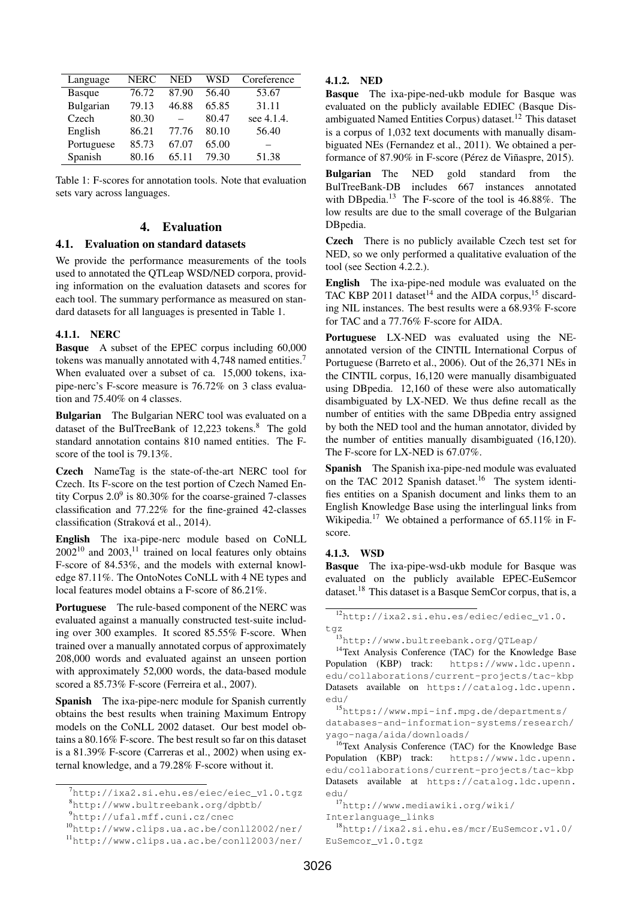| Language | NERC | NED | WSD | Coreference |
|---|---|---|---|---|
| Basque | 76.72 | 87.90 | 56.40 | 53.67 |
| Bulgarian | 79.13 | 46.88 | 65.85 | 31.11 |
| Czech | 80.30 | – | 80.47 | see 4.1.4. |
| English | 86.21 | 77.76 | 80.10 | 56.40 |
| Portuguese | 85.73 | 67.07 | 65.00 | – |
| Spanish | 80.16 | 65.11 | 79.30 | 51.38 |

Table 1: F-scores for annotation tools. Note that evaluation sets vary across languages.

## 4. Evaluation

### 4.1. Evaluation on standard datasets

We provide the performance measurements of the tools used to annotated the QTLeap WSD/NED corpora, providing information on the evaluation datasets and scores for each tool. The summary performance as measured on standard datasets for all languages is presented in Table 1.

#### 4.1.1. NERC

**Basque** A subset of the EPEC corpus including 60,000 tokens was manually annotated with 4,748 named entities.[7] When evaluated over a subset of ca. 15,000 tokens, ixa-pipe-nerc's F-score measure is 76.72% on 3 class evaluation and 75.40% on 4 classes.

**Bulgarian** The Bulgarian NERC tool was evaluated on a dataset of the BulTreeBank of 12,223 tokens.[8] The gold standard annotation contains 810 named entities. The F-score of the tool is 79.13%.

**Czech** NameTag is the state-of-the-art NERC tool for Czech. Its F-score on the test portion of Czech Named Entity Corpus 2.0[9] is 80.30% for the coarse-grained 7-classes classification and 77.22% for the fine-grained 42-classes classification (Straková et al., 2014).

**English** The ixa-pipe-nerc module based on CoNLL 2002[10] and 2003,[11] trained on local features only obtains F-score of 84.53%, and the models with external knowledge 87.11%. The OntoNotes CoNLL with 4 NE types and local features model obtains a F-score of 86.21%.

**Portuguese** The rule-based component of the NERC was evaluated against a manually constructed test-suite including over 300 examples. It scored 85.55% F-score. When trained over a manually annotated corpus of approximately 208,000 words and evaluated against an unseen portion with approximately 52,000 words, the data-based module scored a 85.73% F-score (Ferreira et al., 2007).

**Spanish** The ixa-pipe-nerc module for Spanish currently obtains the best results when training Maximum Entropy models on the CoNLL 2002 dataset. Our best model obtains a 80.16% F-score. The best result so far on this dataset is a 81.39% F-score (Carreras et al., 2002) when using external knowledge, and a 79.28% F-score without it.

#### 4.1.2. NED

**Basque** The ixa-pipe-ned-ukb module for Basque was evaluated on the publicly available EDIEC (Basque Disambiguated Named Entities Corpus) dataset.[12] This dataset is a corpus of 1,032 text documents with manually disambiguated NEs (Fernandez et al., 2011). We obtained a performance of 87.90% in F-score (Pérez de Viñaspre, 2015).

**Bulgarian** The NED gold standard from the BulTreeBank-DB includes 667 instances annotated with DBpedia.[13] The F-score of the tool is 46.88%. The low results are due to the small coverage of the Bulgarian DBpedia.

**Czech** There is no publicly available Czech test set for NED, so we only performed a qualitative evaluation of the tool (see Section 4.2.2.).

**English** The ixa-pipe-ned module was evaluated on the TAC KBP 2011 dataset[14] and the AIDA corpus,[15] discarding NIL instances. The best results were a 68.93% F-score for TAC and a 77.76% F-score for AIDA.

**Portuguese** LX-NED was evaluated using the NE-annotated version of the CINTIL International Corpus of Portuguese (Barreto et al., 2006). Out of the 26,371 NEs in the CINTIL corpus, 16,120 were manually disambiguated using DBpedia. 12,160 of these were also automatically disambiguated by LX-NED. We thus define recall as the number of entities with the same DBpedia entry assigned by both the NED tool and the human annotator, divided by the number of entities manually disambiguated (16,120). The F-score for LX-NED is 67.07%.

**Spanish** The Spanish ixa-pipe-ned module was evaluated on the TAC 2012 Spanish dataset.[16] The system identifies entities on a Spanish document and links them to an English Knowledge Base using the interlingual links from Wikipedia.[17] We obtained a performance of 65.11% in F-score.

#### 4.1.3. WSD

**Basque** The ixa-pipe-wsd-ukb module for Basque was evaluated on the publicly available EPEC-EuSemcor dataset.[18] This dataset is a Basque SemCor corpus, that is, a

[7] http://ixa2.si.ehu.es/eiec/eiec_v1.0.tgz
[8] http://www.bultreebank.org/dpbtb/
[9] http://ufal.mff.cuni.cz/cnec
[10] http://www.clips.ua.ac.be/conll2002/ner/
[11] http://www.clips.ua.ac.be/conll2003/ner/
[12] http://ixa2.si.ehu.es/ediec/ediec_v1.0.tgz
[13] http://www.bultreebank.org/QTLeap/
[14] Text Analysis Conference (TAC) for the Knowledge Base Population (KBP) track: https://www.ldc.upenn.edu/collaborations/current-projects/tac-kbp Datasets available on https://catalog.ldc.upenn.edu/
[15] https://www.mpi-inf.mpg.de/departments/databases-and-information-systems/research/yago-naga/aida/downloads/
[16] Text Analysis Conference (TAC) for the Knowledge Base Population (KBP) track: https://www.ldc.upenn.edu/collaborations/current-projects/tac-kbp Datasets available at https://catalog.ldc.upenn.edu/
[17] http://www.mediawiki.org/wiki/Interlanguage_links
[18] http://ixa2.si.ehu.es/mcr/EuSemcor.v1.0/EuSemcor_v1.0.tgz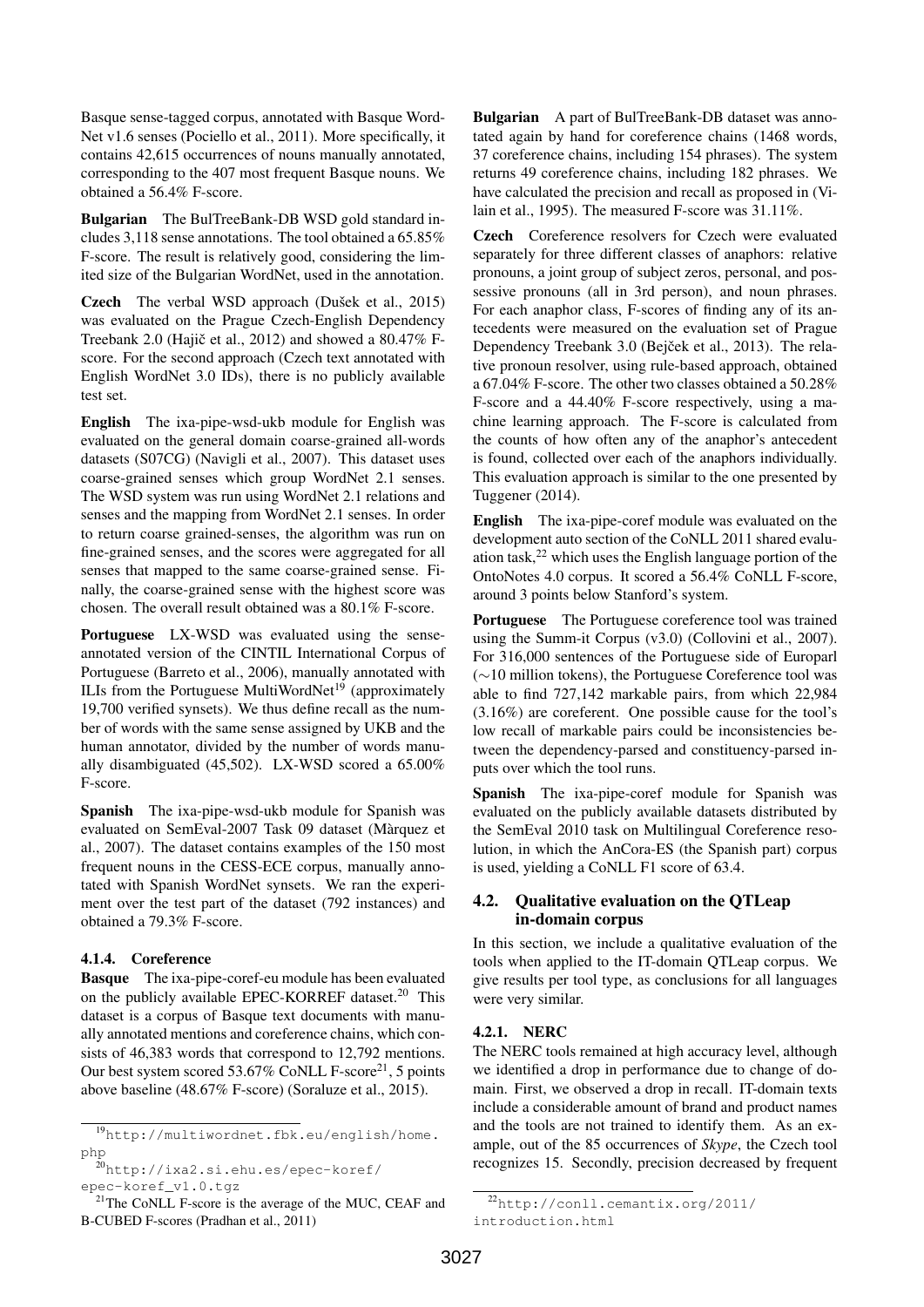Basque sense-tagged corpus, annotated with Basque WordNet v1.6 senses (Pociello et al., 2011). More specifically, it contains 42,615 occurrences of nouns manually annotated, corresponding to the 407 most frequent Basque nouns. We obtained a 56.4% F-score.

**Bulgarian** The BulTreeBank-DB WSD gold standard includes 3,118 sense annotations. The tool obtained a 65.85% F-score. The result is relatively good, considering the limited size of the Bulgarian WordNet, used in the annotation.

**Czech** The verbal WSD approach (Dušek et al., 2015) was evaluated on the Prague Czech-English Dependency Treebank 2.0 (Hajič et al., 2012) and showed a 80.47% F-score. For the second approach (Czech text annotated with English WordNet 3.0 IDs), there is no publicly available test set.

**English** The ixa-pipe-wsd-ukb module for English was evaluated on the general domain coarse-grained all-words datasets (S07CG) (Navigli et al., 2007). This dataset uses coarse-grained senses which group WordNet 2.1 senses. The WSD system was run using WordNet 2.1 relations and senses and the mapping from WordNet 2.1 senses. In order to return coarse grained-senses, the algorithm was run on fine-grained senses, and the scores were aggregated for all senses that mapped to the same coarse-grained sense. Finally, the coarse-grained sense with the highest score was chosen. The overall result obtained was a 80.1% F-score.

**Portuguese** LX-WSD was evaluated using the sense-annotated version of the CINTIL International Corpus of Portuguese (Barreto et al., 2006), manually annotated with ILIs from the Portuguese MultiWordNet[19] (approximately 19,700 verified synsets). We thus define recall as the number of words with the same sense assigned by UKB and the human annotator, divided by the number of words manually disambiguated (45,502). LX-WSD scored a 65.00% F-score.

**Spanish** The ixa-pipe-wsd-ukb module for Spanish was evaluated on SemEval-2007 Task 09 dataset (Màrquez et al., 2007). The dataset contains examples of the 150 most frequent nouns in the CESS-ECE corpus, manually annotated with Spanish WordNet synsets. We ran the experiment over the test part of the dataset (792 instances) and obtained a 79.3% F-score.

#### 4.1.4. Coreference

**Basque** The ixa-pipe-coref-eu module has been evaluated on the publicly available EPEC-KORREF dataset.[20] This dataset is a corpus of Basque text documents with manually annotated mentions and coreference chains, which consists of 46,383 words that correspond to 12,792 mentions. Our best system scored 53.67% CoNLL F-score[21], 5 points above baseline (48.67% F-score) (Soraluze et al., 2015).

**Bulgarian** A part of BulTreeBank-DB dataset was annotated again by hand for coreference chains (1468 words, 37 coreference chains, including 154 phrases). The system returns 49 coreference chains, including 182 phrases. We have calculated the precision and recall as proposed in (Vilain et al., 1995). The measured F-score was 31.11%.

**Czech** Coreference resolvers for Czech were evaluated separately for three different classes of anaphors: relative pronouns, a joint group of subject zeros, personal, and possessive pronouns (all in 3rd person), and noun phrases. For each anaphor class, F-scores of finding any of its antecedents were measured on the evaluation set of Prague Dependency Treebank 3.0 (Bejček et al., 2013). The relative pronoun resolver, using rule-based approach, obtained a 67.04% F-score. The other two classes obtained a 50.28% F-score and a 44.40% F-score respectively, using a machine learning approach. The F-score is calculated from the counts of how often any of the anaphor's antecedent is found, collected over each of the anaphors individually. This evaluation approach is similar to the one presented by Tuggener (2014).

**English** The ixa-pipe-coref module was evaluated on the development auto section of the CoNLL 2011 shared evaluation task,[22] which uses the English language portion of the OntoNotes 4.0 corpus. It scored a 56.4% CoNLL F-score, around 3 points below Stanford's system.

**Portuguese** The Portuguese coreference tool was trained using the Summ-it Corpus (v3.0) (Collovini et al., 2007). For 316,000 sentences of the Portuguese side of Europarl (∼10 million tokens), the Portuguese Coreference tool was able to find 727,142 markable pairs, from which 22,984 (3.16%) are coreferent. One possible cause for the tool's low recall of markable pairs could be inconsistencies between the dependency-parsed and constituency-parsed inputs over which the tool runs.

**Spanish** The ixa-pipe-coref module for Spanish was evaluated on the publicly available datasets distributed by the SemEval 2010 task on Multilingual Coreference resolution, in which the AnCora-ES (the Spanish part) corpus is used, yielding a CoNLL F1 score of 63.4.

### 4.2. Qualitative evaluation on the QTLeap in-domain corpus

In this section, we include a qualitative evaluation of the tools when applied to the IT-domain QTLeap corpus. We give results per tool type, as conclusions for all languages were very similar.

#### 4.2.1. NERC

The NERC tools remained at high accuracy level, although we identified a drop in performance due to change of domain. First, we observed a drop in recall. IT-domain texts include a considerable amount of brand and product names and the tools are not trained to identify them. As an example, out of the 85 occurrences of *Skype*, the Czech tool recognizes 15. Secondly, precision decreased by frequent

---

[19] http://multiwordnet.fbk.eu/english/home.php

[20] http://ixa2.si.ehu.es/epec-koref/epec-koref_v1.0.tgz

[21] The CoNLL F-score is the average of the MUC, CEAF and B-CUBED F-scores (Pradhan et al., 2011)

[22] http://conll.cemantix.org/2011/introduction.html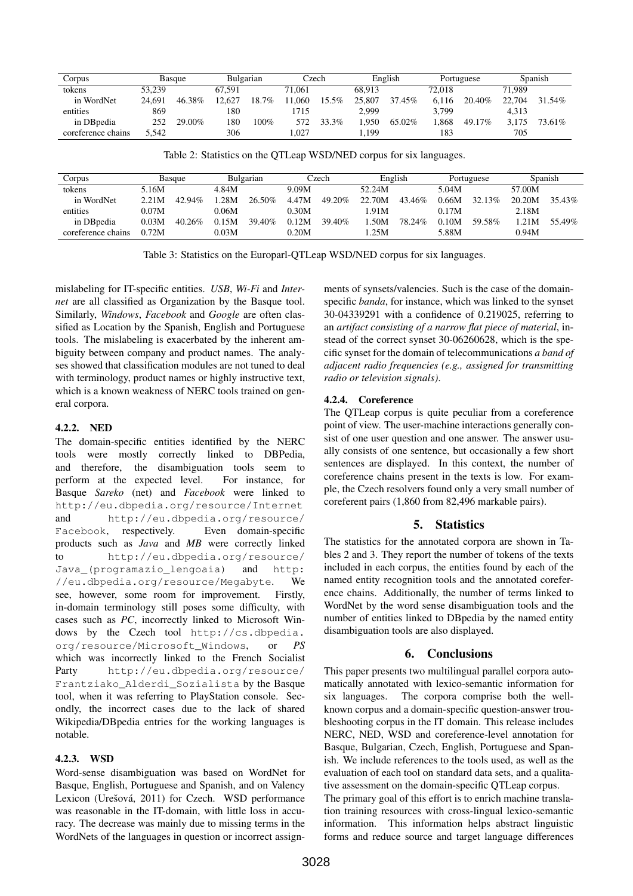| Corpus | Basque | | Bulgarian | | Czech | | English | | Portuguese | | Spanish | |
|---|---|---|---|---|---|---|---|---|---|---|---|---|
| tokens | 53,239 | | 67,591 | | 71,061 | | 68,913 | | 72,018 | | 71,989 | |
| in WordNet | 24,691 | 46.38% | 12,627 | 18.7% | 11,060 | 15.5% | 25,807 | 37.45% | 6,116 | 20.40% | 22,704 | 31.54% |
| entities | 869 | | 180 | | 1715 | | 2,999 | | 3,799 | | 4,313 | |
| in DBpedia | 252 | 29.00% | 180 | 100% | 572 | 33.3% | 1,950 | 65.02% | 1,868 | 49.17% | 3,175 | 73.61% |
| coreference chains | 5,542 | | 306 | | 1,027 | | 1,199 | | 183 | | 705 | |

Table 2: Statistics on the QTLeap WSD/NED corpus for six languages.

| Corpus | Basque | | Bulgarian | | Czech | | English | | Portuguese | | Spanish | |
|---|---|---|---|---|---|---|---|---|---|---|---|---|
| tokens | 5.16M | | 4.84M | | 9.09M | | 52.24M | | 5.04M | | 57.00M | |
| in WordNet | 2.21M | 42.94% | 1.28M | 26.50% | 4.47M | 49.20% | 22.70M | 43.46% | 0.66M | 32.13% | 20.20M | 35.43% |
| entities | 0.07M | | 0.06M | | 0.30M | | 1.91M | | 0.17M | | 2.18M | |
| in DBpedia | 0.03M | 40.26% | 0.15M | 39.40% | 0.12M | 39.40% | 1.50M | 78.24% | 0.10M | 59.58% | 1.21M | 55.49% |
| coreference chains | 0.72M | | 0.03M | | 0.20M | | 1.25M | | 5.88M | | 0.94M | |

Table 3: Statistics on the Europarl-QTLeap WSD/NED corpus for six languages.

mislabeling for IT-specific entities. *USB*, *Wi-Fi* and *Internet* are all classified as Organization by the Basque tool. Similarly, *Windows*, *Facebook* and *Google* are often classified as Location by the Spanish, English and Portuguese tools. The mislabeling is exacerbated by the inherent ambiguity between company and product names. The analyses showed that classification modules are not tuned to deal with terminology, product names or highly instructive text, which is a known weakness of NERC tools trained on general corpora.

#### 4.2.2. NED

The domain-specific entities identified by the NERC tools were mostly correctly linked to DBPedia, and therefore, the disambiguation tools seem to perform at the expected level. For instance, for Basque *Sareko* (net) and *Facebook* were linked to http://eu.dbpedia.org/resource/Internet and http://eu.dbpedia.org/resource/Facebook, respectively. Even domain-specific products such as *Java* and *MB* were correctly linked to http://eu.dbpedia.org/resource/Java_(programazio_lengoaia) and http://eu.dbpedia.org/resource/Megabyte. We see, however, some room for improvement. Firstly, in-domain terminology still poses some difficulty, with cases such as *PC*, incorrectly linked to Microsoft Windows by the Czech tool http://cs.dbpedia.org/resource/Microsoft_Windows, or *PS* which was incorrectly linked to the French Socialist Party http://eu.dbpedia.org/resource/Frantziako_Alderdi_Sozialista by the Basque tool, when it was referring to PlayStation console. Secondly, the incorrect cases due to the lack of shared Wikipedia/DBpedia entries for the working languages is notable.

#### 4.2.3. WSD

Word-sense disambiguation was based on WordNet for Basque, English, Portuguese and Spanish, and on Valency Lexicon (Urešová, 2011) for Czech. WSD performance was reasonable in the IT-domain, with little loss in accuracy. The decrease was mainly due to missing terms in the WordNets of the languages in question or incorrect assignments of synsets/valencies. Such is the case of the domain-specific *banda*, for instance, which was linked to the synset 30-04339291 with a confidence of 0.219025, referring to an *artifact consisting of a narrow flat piece of material*, instead of the correct synset 30-06260628, which is the specific synset for the domain of telecommunications *a band of adjacent radio frequencies (e.g., assigned for transmitting radio or television signals).*

#### 4.2.4. Coreference

The QTLeap corpus is quite peculiar from a coreference point of view. The user-machine interactions generally consist of one user question and one answer. The answer usually consists of one sentence, but occasionally a few short sentences are displayed. In this context, the number of coreference chains present in the texts is low. For example, the Czech resolvers found only a very small number of coreferent pairs (1,860 from 82,496 markable pairs).

## 5. Statistics

The statistics for the annotated corpora are shown in Tables 2 and 3. They report the number of tokens of the texts included in each corpus, the entities found by each of the named entity recognition tools and the annotated coreference chains. Additionally, the number of terms linked to WordNet by the word sense disambiguation tools and the number of entities linked to DBpedia by the named entity disambiguation tools are also displayed.

## 6. Conclusions

This paper presents two multilingual parallel corpora automatically annotated with lexico-semantic information for six languages. The corpora comprise both the well-known corpus and a domain-specific question-answer troubleshooting corpus in the IT domain. This release includes NERC, NED, WSD and coreference-level annotation for Basque, Bulgarian, Czech, English, Portuguese and Spanish. We include references to the tools used, as well as the evaluation of each tool on standard data sets, and a qualitative assessment on the domain-specific QTLeap corpus.

The primary goal of this effort is to enrich machine translation training resources with cross-lingual lexico-semantic information. This information helps abstract linguistic forms and reduce source and target language differences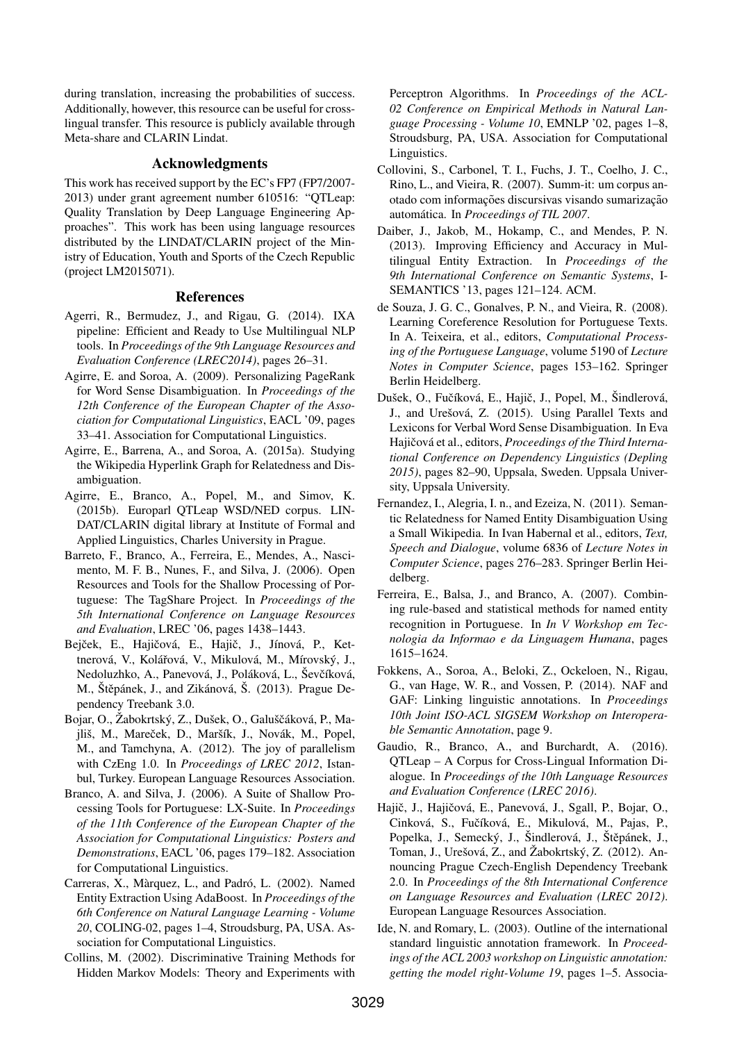during translation, increasing the probabilities of success. Additionally, however, this resource can be useful for cross-lingual transfer. This resource is publicly available through Meta-share and CLARIN Lindat.

## Acknowledgments

This work has received support by the EC's FP7 (FP7/2007-2013) under grant agreement number 610516: "QTLeap: Quality Translation by Deep Language Engineering Approaches". This work has been using language resources distributed by the LINDAT/CLARIN project of the Ministry of Education, Youth and Sports of the Czech Republic (project LM2015071).

## References

Agerri, R., Bermudez, J., and Rigau, G. (2014). IXA pipeline: Efficient and Ready to Use Multilingual NLP tools. In *Proceedings of the 9th Language Resources and Evaluation Conference (LREC2014)*, pages 26–31.

Agirre, E. and Soroa, A. (2009). Personalizing PageRank for Word Sense Disambiguation. In *Proceedings of the 12th Conference of the European Chapter of the Association for Computational Linguistics*, EACL '09, pages 33–41. Association for Computational Linguistics.

Agirre, E., Barrena, A., and Soroa, A. (2015a). Studying the Wikipedia Hyperlink Graph for Relatedness and Disambiguation.

Agirre, E., Branco, A., Popel, M., and Simov, K. (2015b). Europarl QTLeap WSD/NED corpus. LINDAT/CLARIN digital library at Institute of Formal and Applied Linguistics, Charles University in Prague.

Barreto, F., Branco, A., Ferreira, E., Mendes, A., Nascimento, M. F. B., Nunes, F., and Silva, J. (2006). Open Resources and Tools for the Shallow Processing of Portuguese: The TagShare Project. In *Proceedings of the 5th International Conference on Language Resources and Evaluation*, LREC '06, pages 1438–1443.

Bejček, E., Hajičová, E., Hajič, J., Jínová, P., Kettnerová, V., Kolářová, V., Mikulová, M., Mírovský, J., Nedoluzhko, A., Panevová, J., Poláková, L., Ševčíková, M., Štěpánek, J., and Zikánová, Š. (2013). Prague Dependency Treebank 3.0.

Bojar, O., Žabokrtský, Z., Dušek, O., Galuščáková, P., Majliš, M., Mareček, D., Maršík, J., Novák, M., Popel, M., and Tamchyna, A. (2012). The joy of parallelism with CzEng 1.0. In *Proceedings of LREC 2012*, Istanbul, Turkey. European Language Resources Association.

Branco, A. and Silva, J. (2006). A Suite of Shallow Processing Tools for Portuguese: LX-Suite. In *Proceedings of the 11th Conference of the European Chapter of the Association for Computational Linguistics: Posters and Demonstrations*, EACL '06, pages 179–182. Association for Computational Linguistics.

Carreras, X., Màrquez, L., and Padró, L. (2002). Named Entity Extraction Using AdaBoost. In *Proceedings of the 6th Conference on Natural Language Learning - Volume 20*, COLING-02, pages 1–4, Stroudsburg, PA, USA. Association for Computational Linguistics.

Collins, M. (2002). Discriminative Training Methods for Hidden Markov Models: Theory and Experiments with Perceptron Algorithms. In *Proceedings of the ACL-02 Conference on Empirical Methods in Natural Language Processing - Volume 10*, EMNLP '02, pages 1–8, Stroudsburg, PA, USA. Association for Computational Linguistics.

Collovini, S., Carbonel, T. I., Fuchs, J. T., Coelho, J. C., Rino, L., and Vieira, R. (2007). Summ-it: um corpus anotado com informações discursivas visando sumarização automática. In *Proceedings of TIL 2007*.

Daiber, J., Jakob, M., Hokamp, C., and Mendes, P. N. (2013). Improving Efficiency and Accuracy in Multilingual Entity Extraction. In *Proceedings of the 9th International Conference on Semantic Systems*, I-SEMANTICS '13, pages 121–124. ACM.

de Souza, J. G. C., Gonalves, P. N., and Vieira, R. (2008). Learning Coreference Resolution for Portuguese Texts. In A. Teixeira, et al., editors, *Computational Processing of the Portuguese Language*, volume 5190 of *Lecture Notes in Computer Science*, pages 153–162. Springer Berlin Heidelberg.

Dušek, O., Fučíková, E., Hajič, J., Popel, M., Šindlerová, J., and Urešová, Z. (2015). Using Parallel Texts and Lexicons for Verbal Word Sense Disambiguation. In Eva Hajičová et al., editors, *Proceedings of the Third International Conference on Dependency Linguistics (Depling 2015)*, pages 82–90, Uppsala, Sweden. Uppsala University, Uppsala University.

Fernandez, I., Alegria, I. n., and Ezeiza, N. (2011). Semantic Relatedness for Named Entity Disambiguation Using a Small Wikipedia. In Ivan Habernal et al., editors, *Text, Speech and Dialogue*, volume 6836 of *Lecture Notes in Computer Science*, pages 276–283. Springer Berlin Heidelberg.

Ferreira, E., Balsa, J., and Branco, A. (2007). Combining rule-based and statistical methods for named entity recognition in Portuguese. In *In V Workshop em Tecnologia da Informao e da Linguagem Humana*, pages 1615–1624.

Fokkens, A., Soroa, A., Beloki, Z., Ockeloen, N., Rigau, G., van Hage, W. R., and Vossen, P. (2014). NAF and GAF: Linking linguistic annotations. In *Proceedings 10th Joint ISO-ACL SIGSEM Workshop on Interoperable Semantic Annotation*, page 9.

Gaudio, R., Branco, A., and Burchardt, A. (2016). QTLeap – A Corpus for Cross-Lingual Information Dialogue. In *Proceedings of the 10th Language Resources and Evaluation Conference (LREC 2016)*.

Hajič, J., Hajičová, E., Panevová, J., Sgall, P., Bojar, O., Cinková, S., Fučíková, E., Mikulová, M., Pajas, P., Popelka, J., Semecký, J., Šindlerová, J., Štěpánek, J., Toman, J., Urešová, Z., and Žabokrtský, Z. (2012). Announcing Prague Czech-English Dependency Treebank 2.0. In *Proceedings of the 8th International Conference on Language Resources and Evaluation (LREC 2012)*. European Language Resources Association.

Ide, N. and Romary, L. (2003). Outline of the international standard linguistic annotation framework. In *Proceedings of the ACL 2003 workshop on Linguistic annotation: getting the model right-Volume 19*, pages 1–5. Associa-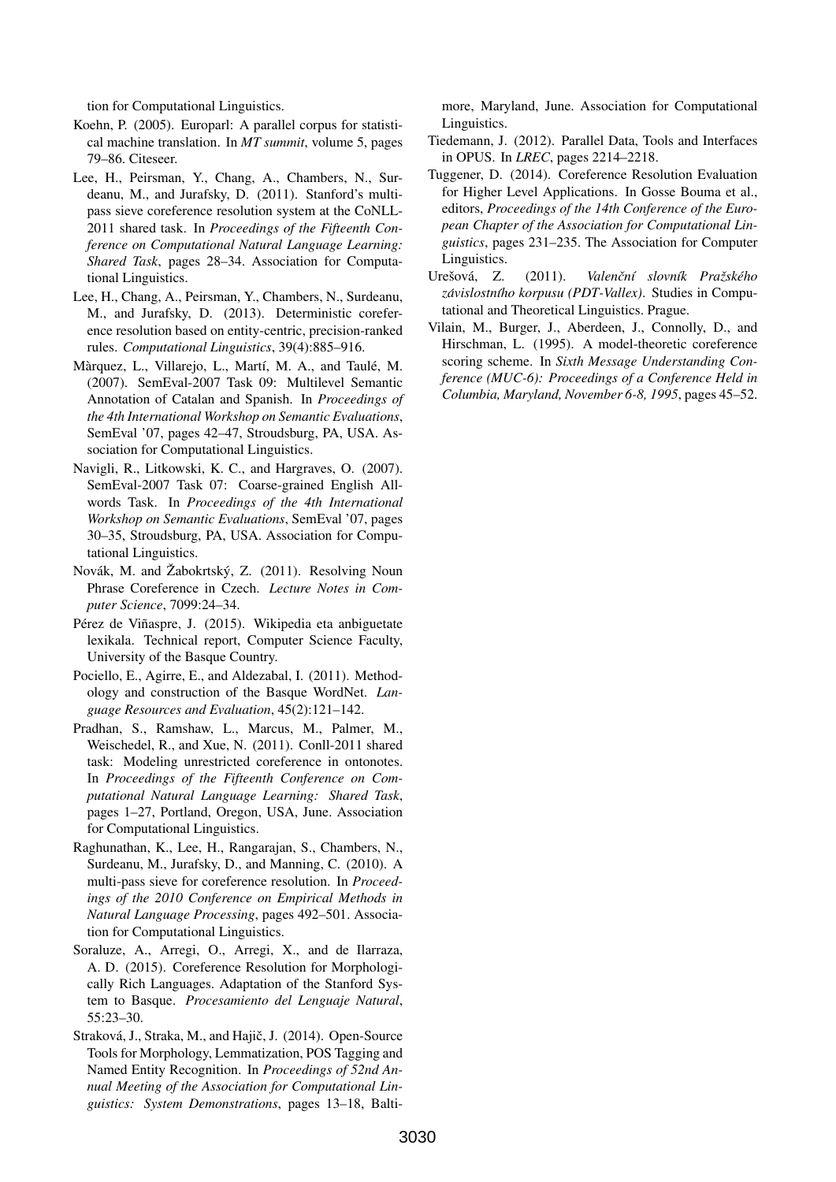tion for Computational Linguistics.

Koehn, P. (2005). Europarl: A parallel corpus for statistical machine translation. In *MT summit*, volume 5, pages 79–86. Citeseer.

Lee, H., Peirsman, Y., Chang, A., Chambers, N., Surdeanu, M., and Jurafsky, D. (2011). Stanford's multi-pass sieve coreference resolution system at the CoNLL-2011 shared task. In *Proceedings of the Fifteenth Conference on Computational Natural Language Learning: Shared Task*, pages 28–34. Association for Computational Linguistics.

Lee, H., Chang, A., Peirsman, Y., Chambers, N., Surdeanu, M., and Jurafsky, D. (2013). Deterministic coreference resolution based on entity-centric, precision-ranked rules. *Computational Linguistics*, 39(4):885–916.

Màrquez, L., Villarejo, L., Martí, M. A., and Taulé, M. (2007). SemEval-2007 Task 09: Multilevel Semantic Annotation of Catalan and Spanish. In *Proceedings of the 4th International Workshop on Semantic Evaluations*, SemEval '07, pages 42–47, Stroudsburg, PA, USA. Association for Computational Linguistics.

Navigli, R., Litkowski, K. C., and Hargraves, O. (2007). SemEval-2007 Task 07: Coarse-grained English All-words Task. In *Proceedings of the 4th International Workshop on Semantic Evaluations*, SemEval '07, pages 30–35, Stroudsburg, PA, USA. Association for Computational Linguistics.

Novák, M. and Žabokrtský, Z. (2011). Resolving Noun Phrase Coreference in Czech. *Lecture Notes in Computer Science*, 7099:24–34.

Pérez de Viñaspre, J. (2015). Wikipedia eta anbiguetate lexikala. Technical report, Computer Science Faculty, University of the Basque Country.

Pociello, E., Agirre, E., and Aldezabal, I. (2011). Methodology and construction of the Basque WordNet. *Language Resources and Evaluation*, 45(2):121–142.

Pradhan, S., Ramshaw, L., Marcus, M., Palmer, M., Weischedel, R., and Xue, N. (2011). Conll-2011 shared task: Modeling unrestricted coreference in ontonotes. In *Proceedings of the Fifteenth Conference on Computational Natural Language Learning: Shared Task*, pages 1–27, Portland, Oregon, USA, June. Association for Computational Linguistics.

Raghunathan, K., Lee, H., Rangarajan, S., Chambers, N., Surdeanu, M., Jurafsky, D., and Manning, C. (2010). A multi-pass sieve for coreference resolution. In *Proceedings of the 2010 Conference on Empirical Methods in Natural Language Processing*, pages 492–501. Association for Computational Linguistics.

Soraluze, A., Arregi, O., Arregi, X., and de Ilarraza, A. D. (2015). Coreference Resolution for Morphologically Rich Languages. Adaptation of the Stanford System to Basque. *Procesamiento del Lenguaje Natural*, 55:23–30.

Straková, J., Straka, M., and Hajič, J. (2014). Open-Source Tools for Morphology, Lemmatization, POS Tagging and Named Entity Recognition. In *Proceedings of 52nd Annual Meeting of the Association for Computational Linguistics: System Demonstrations*, pages 13–18, Baltimore, Maryland, June. Association for Computational Linguistics.

Tiedemann, J. (2012). Parallel Data, Tools and Interfaces in OPUS. In *LREC*, pages 2214–2218.

Tuggener, D. (2014). Coreference Resolution Evaluation for Higher Level Applications. In Gosse Bouma et al., editors, *Proceedings of the 14th Conference of the European Chapter of the Association for Computational Linguistics*, pages 231–235. The Association for Computer Linguistics.

Urešová, Z. (2011). *Valenční slovník Pražského závislostního korpusu (PDT-Vallex)*. Studies in Computational and Theoretical Linguistics. Prague.

Vilain, M., Burger, J., Aberdeen, J., Connolly, D., and Hirschman, L. (1995). A model-theoretic coreference scoring scheme. In *Sixth Message Understanding Conference (MUC-6): Proceedings of a Conference Held in Columbia, Maryland, November 6-8, 1995*, pages 45–52.